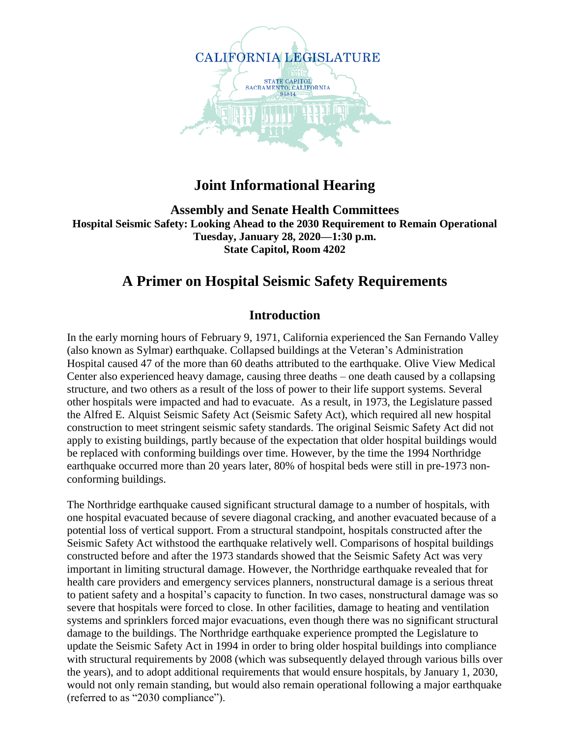CALIFORNIA LEGISLATURE

STATE CAPITOL
SACRAMENTO, CALIFORNIA
95814

# Joint Informational Hearing

**Assembly and Senate Health Committees**
**Hospital Seismic Safety: Looking Ahead to the 2030 Requirement to Remain Operational**
**Tuesday, January 28, 2020—1:30 p.m.**
**State Capitol, Room 4202**

# A Primer on Hospital Seismic Safety Requirements

## Introduction

In the early morning hours of February 9, 1971, California experienced the San Fernando Valley (also known as Sylmar) earthquake. Collapsed buildings at the Veteran's Administration Hospital caused 47 of the more than 60 deaths attributed to the earthquake. Olive View Medical Center also experienced heavy damage, causing three deaths – one death caused by a collapsing structure, and two others as a result of the loss of power to their life support systems. Several other hospitals were impacted and had to evacuate. As a result, in 1973, the Legislature passed the Alfred E. Alquist Seismic Safety Act (Seismic Safety Act), which required all new hospital construction to meet stringent seismic safety standards. The original Seismic Safety Act did not apply to existing buildings, partly because of the expectation that older hospital buildings would be replaced with conforming buildings over time. However, by the time the 1994 Northridge earthquake occurred more than 20 years later, 80% of hospital beds were still in pre-1973 non-conforming buildings.

The Northridge earthquake caused significant structural damage to a number of hospitals, with one hospital evacuated because of severe diagonal cracking, and another evacuated because of a potential loss of vertical support. From a structural standpoint, hospitals constructed after the Seismic Safety Act withstood the earthquake relatively well. Comparisons of hospital buildings constructed before and after the 1973 standards showed that the Seismic Safety Act was very important in limiting structural damage. However, the Northridge earthquake revealed that for health care providers and emergency services planners, nonstructural damage is a serious threat to patient safety and a hospital's capacity to function. In two cases, nonstructural damage was so severe that hospitals were forced to close. In other facilities, damage to heating and ventilation systems and sprinklers forced major evacuations, even though there was no significant structural damage to the buildings. The Northridge earthquake experience prompted the Legislature to update the Seismic Safety Act in 1994 in order to bring older hospital buildings into compliance with structural requirements by 2008 (which was subsequently delayed through various bills over the years), and to adopt additional requirements that would ensure hospitals, by January 1, 2030, would not only remain standing, but would also remain operational following a major earthquake (referred to as "2030 compliance").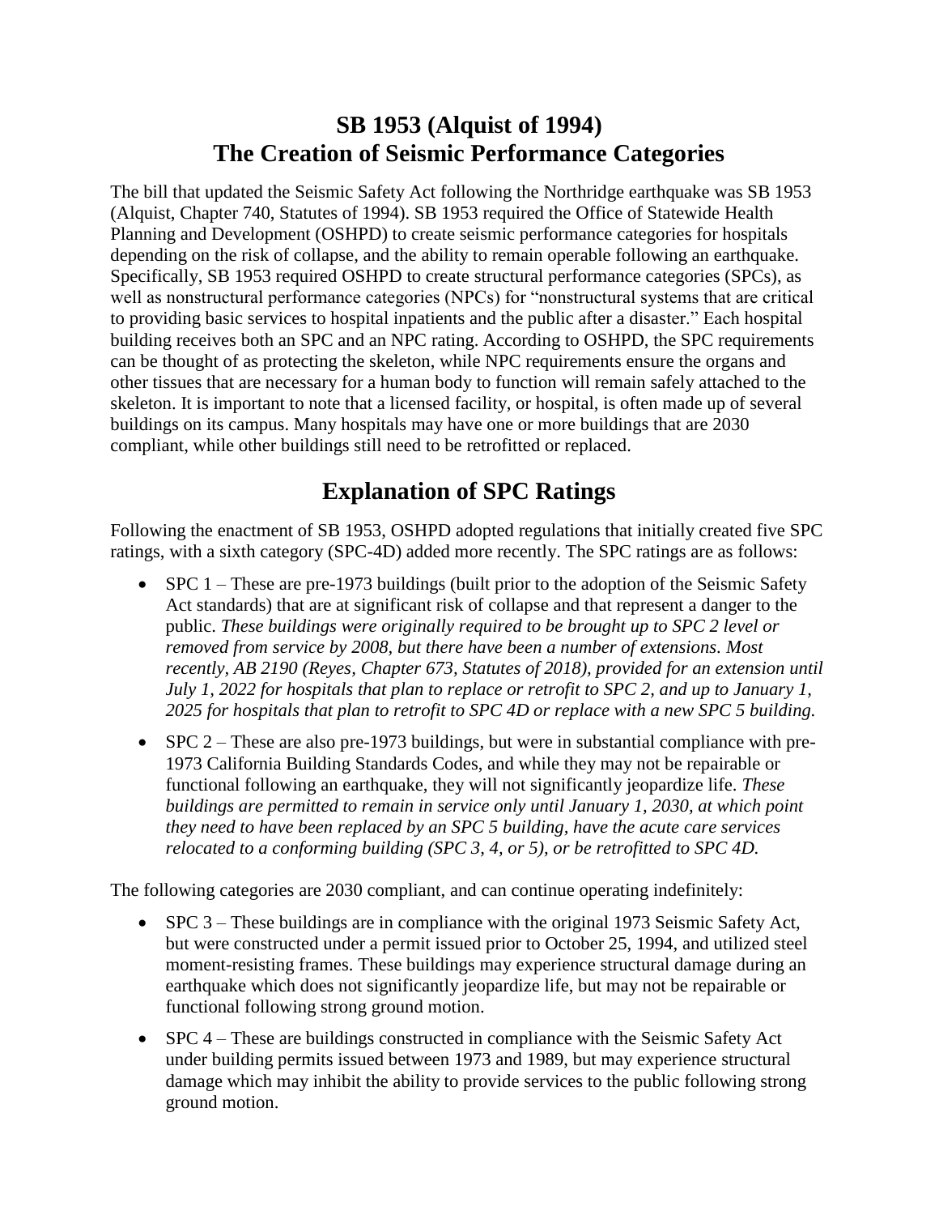# SB 1953 (Alquist of 1994)
# The Creation of Seismic Performance Categories

The bill that updated the Seismic Safety Act following the Northridge earthquake was SB 1953 (Alquist, Chapter 740, Statutes of 1994). SB 1953 required the Office of Statewide Health Planning and Development (OSHPD) to create seismic performance categories for hospitals depending on the risk of collapse, and the ability to remain operable following an earthquake. Specifically, SB 1953 required OSHPD to create structural performance categories (SPCs), as well as nonstructural performance categories (NPCs) for "nonstructural systems that are critical to providing basic services to hospital inpatients and the public after a disaster." Each hospital building receives both an SPC and an NPC rating. According to OSHPD, the SPC requirements can be thought of as protecting the skeleton, while NPC requirements ensure the organs and other tissues that are necessary for a human body to function will remain safely attached to the skeleton. It is important to note that a licensed facility, or hospital, is often made up of several buildings on its campus. Many hospitals may have one or more buildings that are 2030 compliant, while other buildings still need to be retrofitted or replaced.

## Explanation of SPC Ratings

Following the enactment of SB 1953, OSHPD adopted regulations that initially created five SPC ratings, with a sixth category (SPC-4D) added more recently. The SPC ratings are as follows:

- SPC 1 – These are pre-1973 buildings (built prior to the adoption of the Seismic Safety Act standards) that are at significant risk of collapse and that represent a danger to the public. *These buildings were originally required to be brought up to SPC 2 level or removed from service by 2008, but there have been a number of extensions. Most recently, AB 2190 (Reyes, Chapter 673, Statutes of 2018), provided for an extension until July 1, 2022 for hospitals that plan to replace or retrofit to SPC 2, and up to January 1, 2025 for hospitals that plan to retrofit to SPC 4D or replace with a new SPC 5 building.*
- SPC 2 – These are also pre-1973 buildings, but were in substantial compliance with pre-1973 California Building Standards Codes, and while they may not be repairable or functional following an earthquake, they will not significantly jeopardize life. *These buildings are permitted to remain in service only until January 1, 2030, at which point they need to have been replaced by an SPC 5 building, have the acute care services relocated to a conforming building (SPC 3, 4, or 5), or be retrofitted to SPC 4D.*

The following categories are 2030 compliant, and can continue operating indefinitely:

- SPC 3 – These buildings are in compliance with the original 1973 Seismic Safety Act, but were constructed under a permit issued prior to October 25, 1994, and utilized steel moment-resisting frames. These buildings may experience structural damage during an earthquake which does not significantly jeopardize life, but may not be repairable or functional following strong ground motion.
- SPC 4 – These are buildings constructed in compliance with the Seismic Safety Act under building permits issued between 1973 and 1989, but may experience structural damage which may inhibit the ability to provide services to the public following strong ground motion.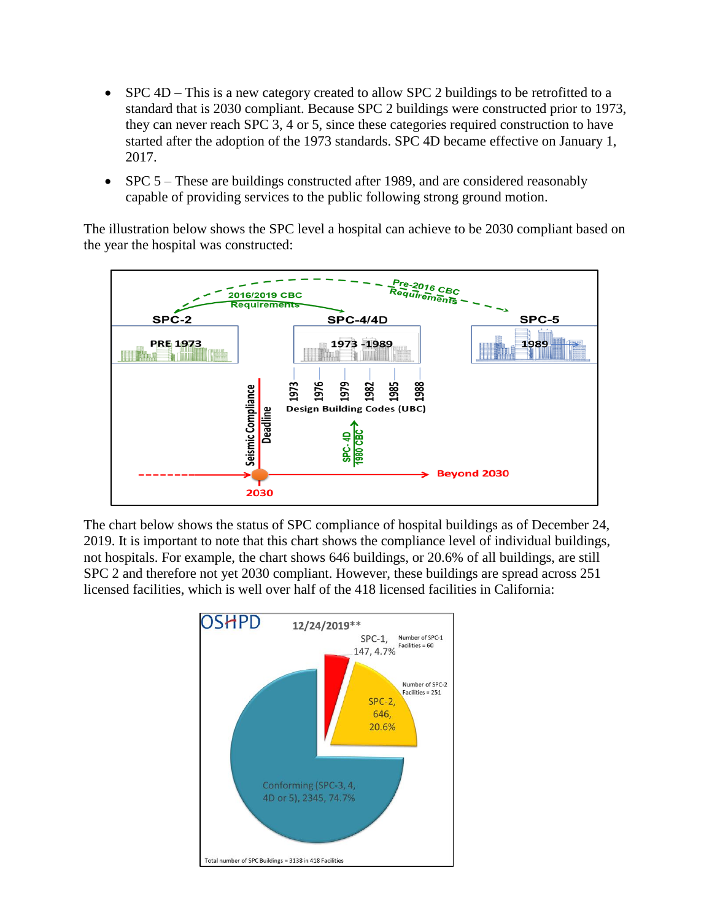- SPC 4D – This is a new category created to allow SPC 2 buildings to be retrofitted to a standard that is 2030 compliant. Because SPC 2 buildings were constructed prior to 1973, they can never reach SPC 3, 4 or 5, since these categories required construction to have started after the adoption of the 1973 standards. SPC 4D became effective on January 1, 2017.
- SPC 5 – These are buildings constructed after 1989, and are considered reasonably capable of providing services to the public following strong ground motion.

The illustration below shows the SPC level a hospital can achieve to be 2030 compliant based on the year the hospital was constructed:

The chart below shows the status of SPC compliance of hospital buildings as of December 24, 2019. It is important to note that this chart shows the compliance level of individual buildings, not hospitals. For example, the chart shows 646 buildings, or 20.6% of all buildings, are still SPC 2 and therefore not yet 2030 compliant. However, these buildings are spread across 251 licensed facilities, which is well over half of the 418 licensed facilities in California: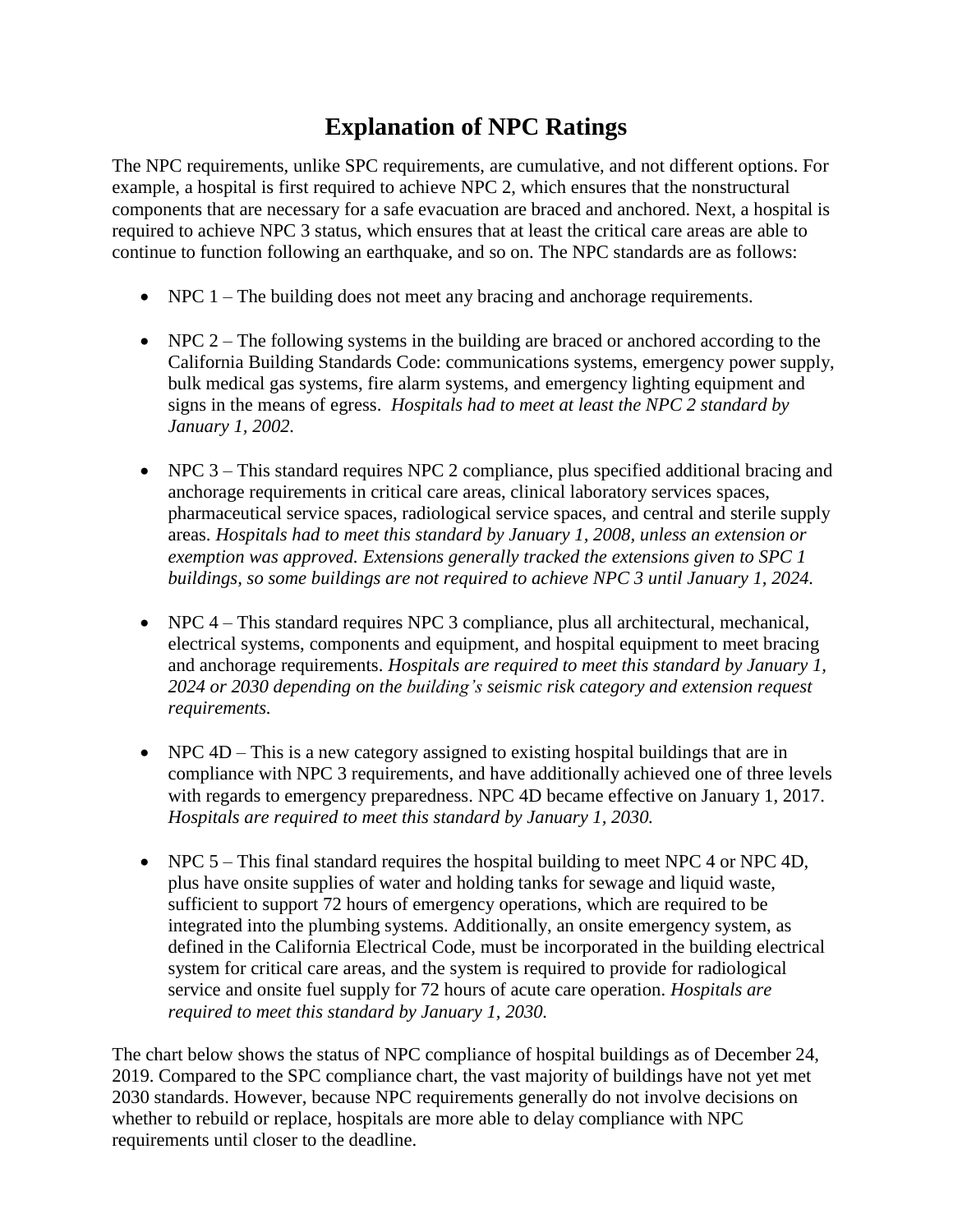# Explanation of NPC Ratings

The NPC requirements, unlike SPC requirements, are cumulative, and not different options. For example, a hospital is first required to achieve NPC 2, which ensures that the nonstructural components that are necessary for a safe evacuation are braced and anchored. Next, a hospital is required to achieve NPC 3 status, which ensures that at least the critical care areas are able to continue to function following an earthquake, and so on. The NPC standards are as follows:

- NPC 1 – The building does not meet any bracing and anchorage requirements.

- NPC 2 – The following systems in the building are braced or anchored according to the California Building Standards Code: communications systems, emergency power supply, bulk medical gas systems, fire alarm systems, and emergency lighting equipment and signs in the means of egress. *Hospitals had to meet at least the NPC 2 standard by January 1, 2002.*

- NPC 3 – This standard requires NPC 2 compliance, plus specified additional bracing and anchorage requirements in critical care areas, clinical laboratory services spaces, pharmaceutical service spaces, radiological service spaces, and central and sterile supply areas. *Hospitals had to meet this standard by January 1, 2008, unless an extension or exemption was approved. Extensions generally tracked the extensions given to SPC 1 buildings, so some buildings are not required to achieve NPC 3 until January 1, 2024.*

- NPC 4 – This standard requires NPC 3 compliance, plus all architectural, mechanical, electrical systems, components and equipment, and hospital equipment to meet bracing and anchorage requirements. *Hospitals are required to meet this standard by January 1, 2024 or 2030 depending on the building's seismic risk category and extension request requirements.*

- NPC 4D – This is a new category assigned to existing hospital buildings that are in compliance with NPC 3 requirements, and have additionally achieved one of three levels with regards to emergency preparedness. NPC 4D became effective on January 1, 2017. *Hospitals are required to meet this standard by January 1, 2030.*

- NPC 5 – This final standard requires the hospital building to meet NPC 4 or NPC 4D, plus have onsite supplies of water and holding tanks for sewage and liquid waste, sufficient to support 72 hours of emergency operations, which are required to be integrated into the plumbing systems. Additionally, an onsite emergency system, as defined in the California Electrical Code, must be incorporated in the building electrical system for critical care areas, and the system is required to provide for radiological service and onsite fuel supply for 72 hours of acute care operation. *Hospitals are required to meet this standard by January 1, 2030.*

The chart below shows the status of NPC compliance of hospital buildings as of December 24, 2019. Compared to the SPC compliance chart, the vast majority of buildings have not yet met 2030 standards. However, because NPC requirements generally do not involve decisions on whether to rebuild or replace, hospitals are more able to delay compliance with NPC requirements until closer to the deadline.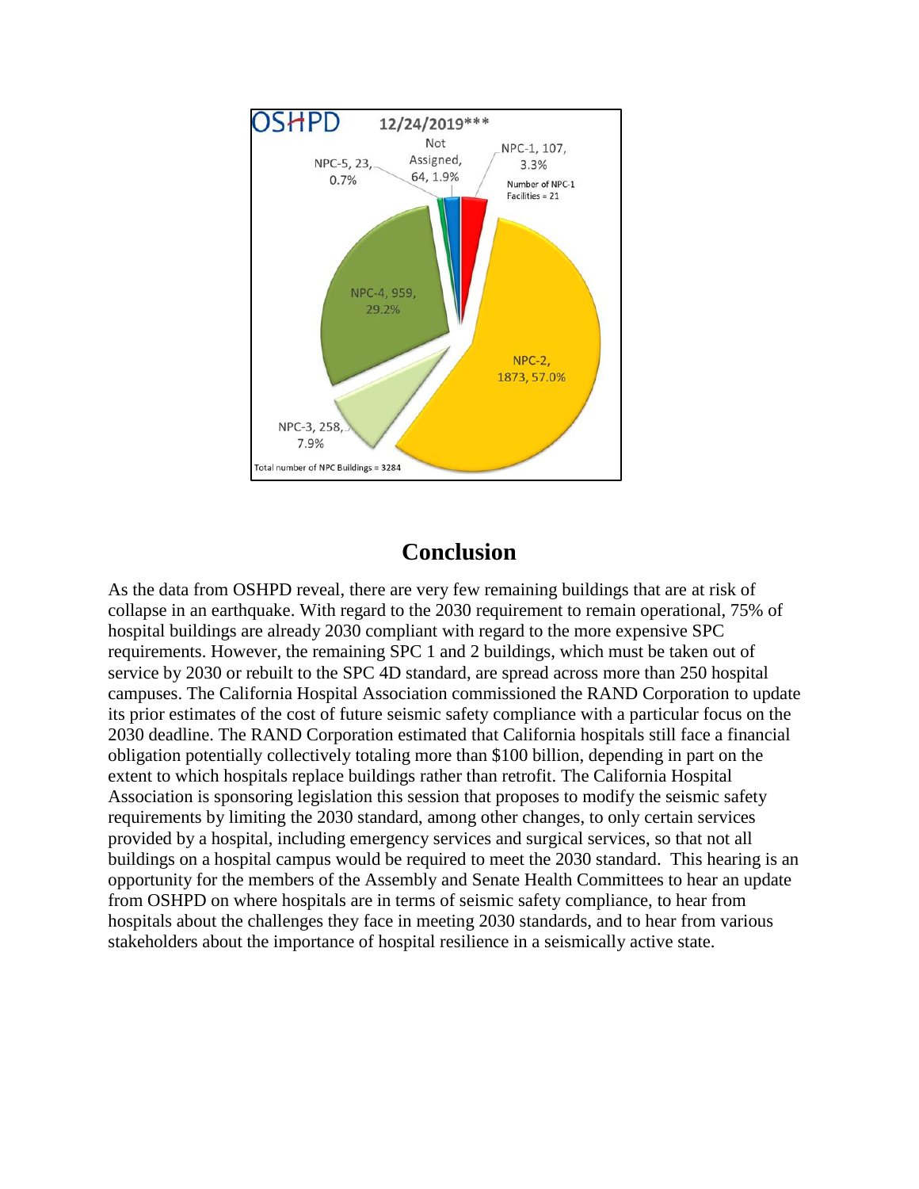OSHPD

12/24/2019***

Not Assigned, 64, 1.9%

NPC-1, 107, 3.3%

Number of NPC-1 Facilities = 21

NPC-5, 23, 0.7%

NPC-4, 959, 29.2%

NPC-2, 1873, 57.0%

NPC-3, 258, 7.9%

Total number of NPC Buildings = 3284

## Conclusion

As the data from OSHPD reveal, there are very few remaining buildings that are at risk of collapse in an earthquake. With regard to the 2030 requirement to remain operational, 75% of hospital buildings are already 2030 compliant with regard to the more expensive SPC requirements. However, the remaining SPC 1 and 2 buildings, which must be taken out of service by 2030 or rebuilt to the SPC 4D standard, are spread across more than 250 hospital campuses. The California Hospital Association commissioned the RAND Corporation to update its prior estimates of the cost of future seismic safety compliance with a particular focus on the 2030 deadline. The RAND Corporation estimated that California hospitals still face a financial obligation potentially collectively totaling more than $100 billion, depending in part on the extent to which hospitals replace buildings rather than retrofit. The California Hospital Association is sponsoring legislation this session that proposes to modify the seismic safety requirements by limiting the 2030 standard, among other changes, to only certain services provided by a hospital, including emergency services and surgical services, so that not all buildings on a hospital campus would be required to meet the 2030 standard. This hearing is an opportunity for the members of the Assembly and Senate Health Committees to hear an update from OSHPD on where hospitals are in terms of seismic safety compliance, to hear from hospitals about the challenges they face in meeting 2030 standards, and to hear from various stakeholders about the importance of hospital resilience in a seismically active state.